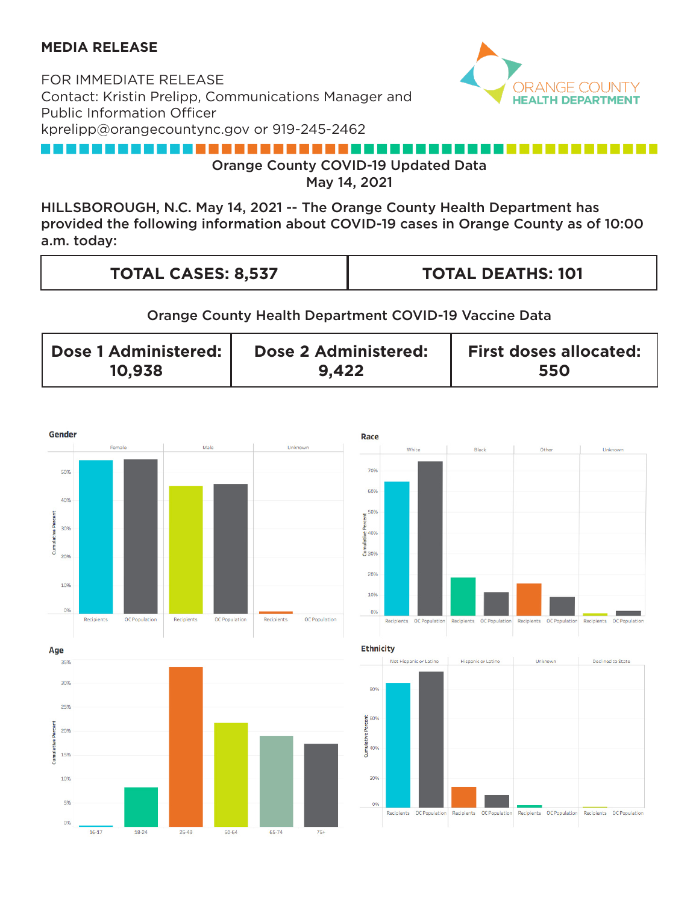**MEDIA RELEASE**

FOR IMMEDIATE RELEASE
Contact: Kristin Prelipp, Communications Manager and Public Information Officer
kprelipp@orangecountync.gov or 919-245-2462

ORANGE COUNTY HEALTH DEPARTMENT

## Orange County COVID-19 Updated Data
## May 14, 2021

**HILLSBOROUGH, N.C. May 14, 2021 -- The Orange County Health Department has provided the following information about COVID-19 cases in Orange County as of 10:00 a.m. today:**

| TOTAL CASES: 8,537 | TOTAL DEATHS: 101 |
|---|---|

### Orange County Health Department COVID-19 Vaccine Data

| Dose 1 Administered: 10,938 | Dose 2 Administered: 9,422 | First doses allocated: 550 |
|---|---|---|

**Gender**

**Race**

**Age**

**Ethnicity**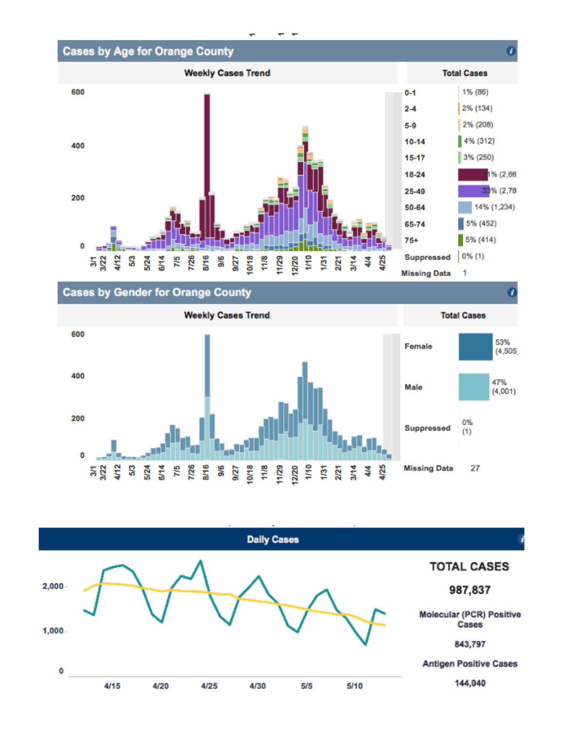## Cases by Age for Orange County

**Weekly Cases Trend**

**Total Cases**

| Age | Total Cases |
|---|---|
| 0-1 | 1% (86) |
| 2-4 | 2% (134) |
| 5-9 | 2% (208) |
| 10-14 | 4% (312) |
| 15-17 | 3% (250) |
| 18-24 | 31% (2,66 |
| 25-49 | 33% (2,78 |
| 50-64 | 14% (1,234) |
| 65-74 | 5% (452) |
| 75+ | 5% (414) |
| Suppressed | 0% (1) |
| Missing Data | 1 |

## Cases by Gender for Orange County

**Weekly Cases Trend**

**Total Cases**

| Gender | Total Cases |
|---|---|
| Female | 53% (4,505) |
| Male | 47% (4,001) |
| Suppressed | 0% (1) |
| Missing Data | 27 |

## Daily Cases

**TOTAL CASES**

**987,837**

**Molecular (PCR) Positive Cases**

**843,797**

**Antigen Positive Cases**

**144,040**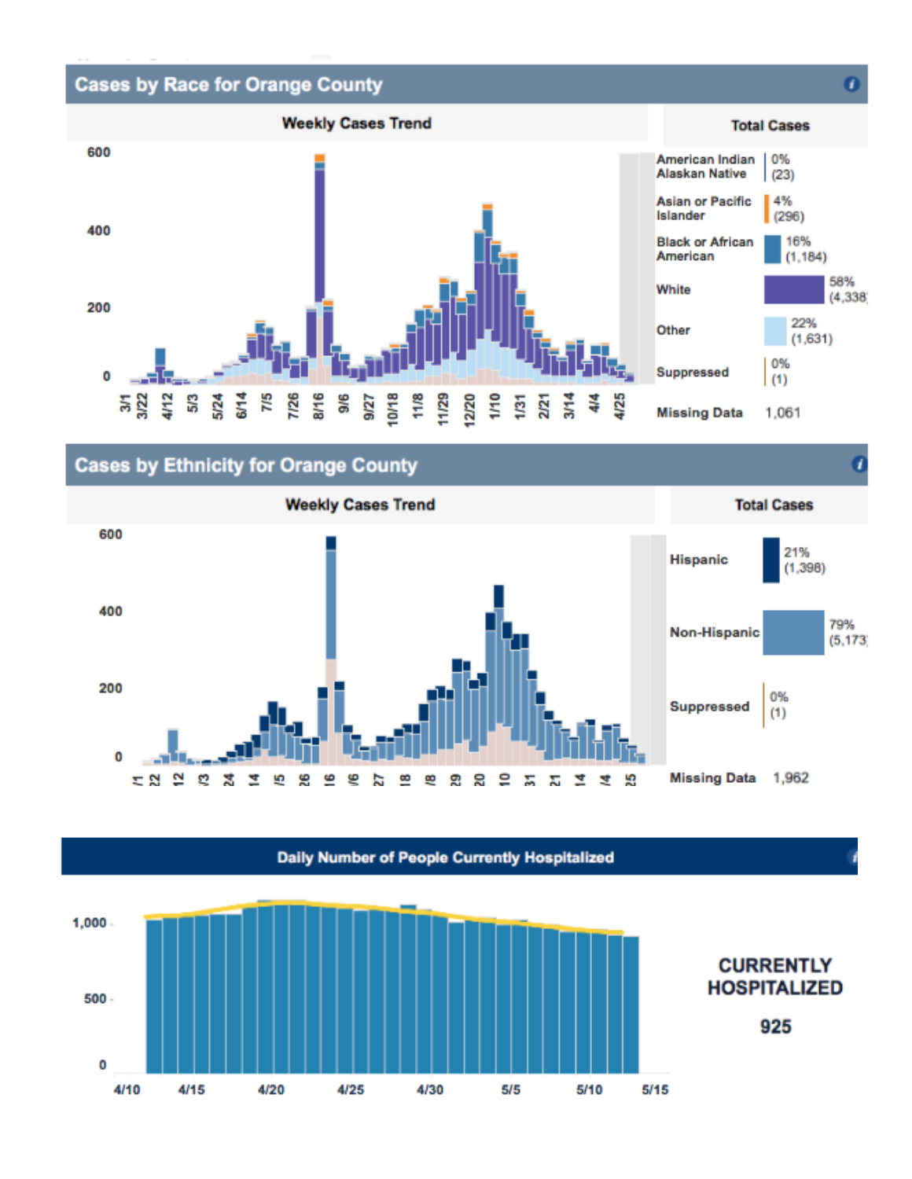## Cases by Race for Orange County

**Weekly Cases Trend**

600
400
200
0

3/1 3/22 4/12 5/3 5/24 6/14 7/5 7/26 8/16 9/6 9/27 10/18 11/8 11/29 12/20 1/10 1/31 2/21 3/14 4/4 4/25

**Total Cases**

| | |
|---|---|
| American Indian Alaskan Native | 0% (23) |
| Asian or Pacific Islander | 4% (296) |
| Black or African American | 16% (1,184) |
| White | 58% (4,338) |
| Other | 22% (1,631) |
| Suppressed | 0% (1) |
| Missing Data | 1,061 |

## Cases by Ethnicity for Orange County

**Weekly Cases Trend**

600
400
200
0

/1 22 12 /3 24 14 /5 26 16 /6 27 18 /8 29 20 10 31 21 14 /4 25

**Total Cases**

| | |
|---|---|
| Hispanic | 21% (1,398) |
| Non-Hispanic | 79% (5,173) |
| Suppressed | 0% (1) |
| Missing Data | 1,962 |

## Daily Number of People Currently Hospitalized

1,000
500
0

4/10 4/15 4/20 4/25 4/30 5/5 5/10 5/15

**CURRENTLY HOSPITALIZED**

**925**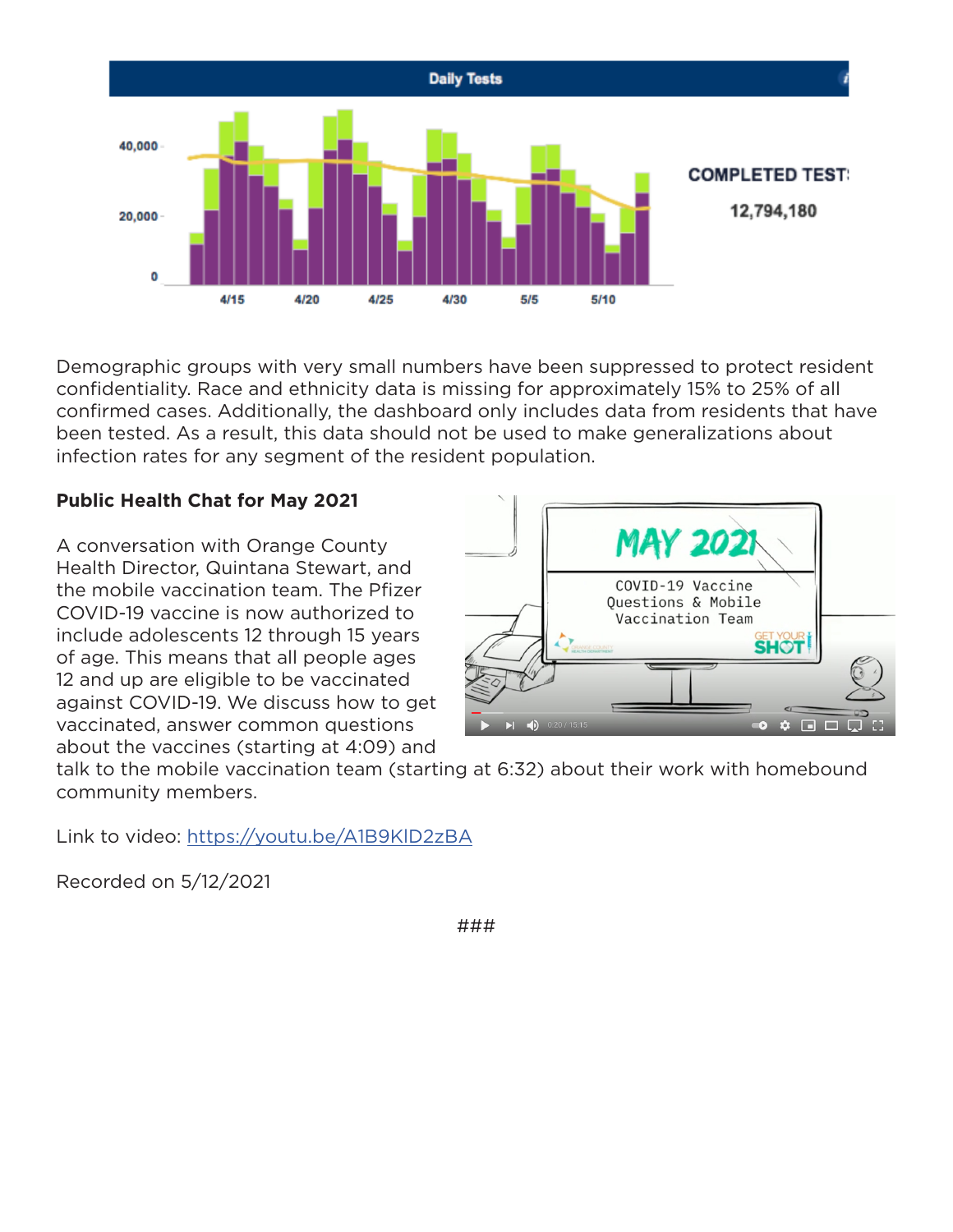Daily Tests

40,000

20,000

0

4/15
4/20
4/25
4/30
5/5
5/10

COMPLETED TEST:

12,794,180

Demographic groups with very small numbers have been suppressed to protect resident confidentiality. Race and ethnicity data is missing for approximately 15% to 25% of all confirmed cases. Additionally, the dashboard only includes data from residents that have been tested. As a result, this data should not be used to make generalizations about infection rates for any segment of the resident population.

**Public Health Chat for May 2021**

A conversation with Orange County Health Director, Quintana Stewart, and the mobile vaccination team. The Pfizer COVID-19 vaccine is now authorized to include adolescents 12 through 15 years of age. This means that all people ages 12 and up are eligible to be vaccinated against COVID-19. We discuss how to get vaccinated, answer common questions about the vaccines (starting at 4:09) and talk to the mobile vaccination team (starting at 6:32) about their work with homebound community members.

MAY 2021

COVID-19 Vaccine Questions & Mobile Vaccination Team

GET YOUR SHOT!

0:20 / 15:15

Link to video: https://youtu.be/A1B9KlD2zBA

Recorded on 5/12/2021

###